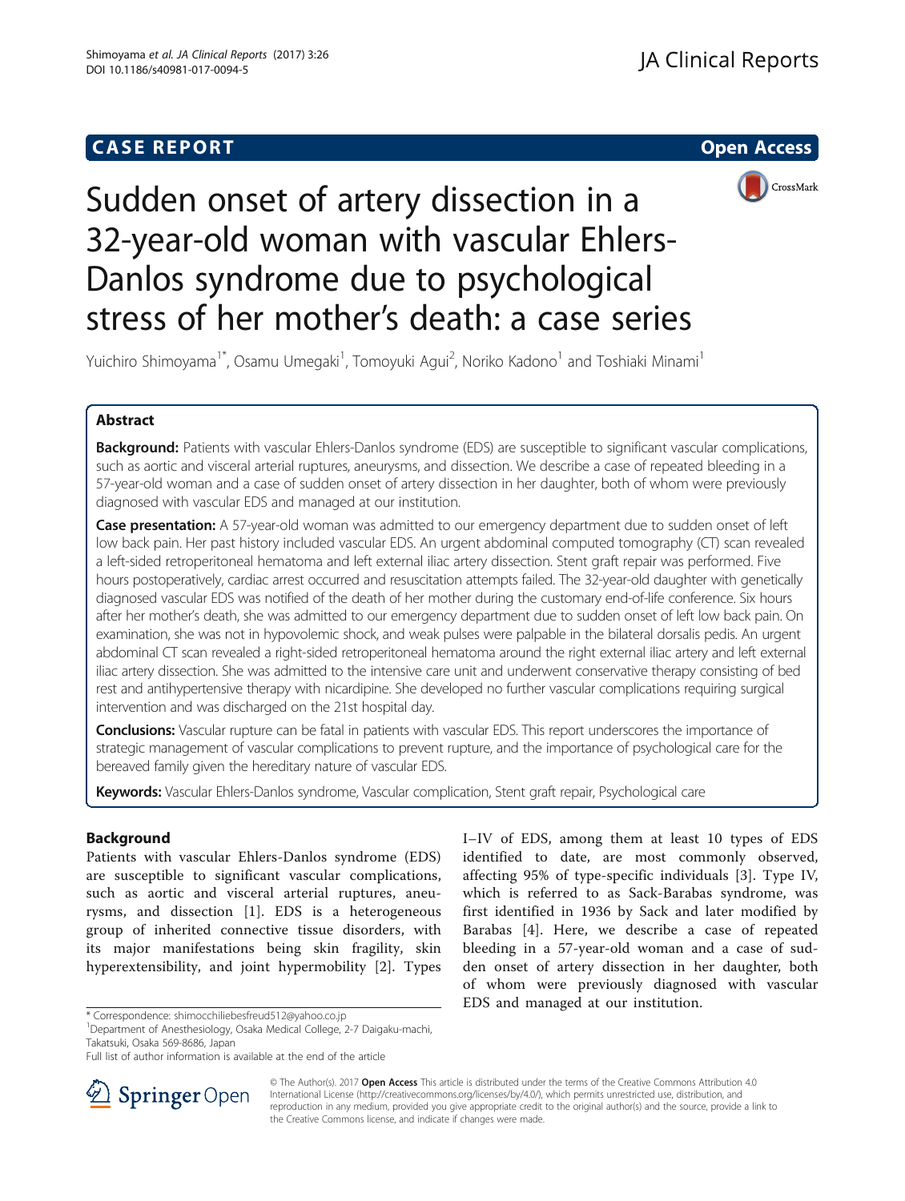**CASE REPORT** **Open Access**

# Sudden onset of artery dissection in a 32-year-old woman with vascular Ehlers-Danlos syndrome due to psychological stress of her mother's death: a case series

Yuichiro Shimoyama[1*], Osamu Umegaki[1], Tomoyuki Agui[2], Noriko Kadono[1] and Toshiaki Minami[1]

## Abstract

**Background:** Patients with vascular Ehlers-Danlos syndrome (EDS) are susceptible to significant vascular complications, such as aortic and visceral arterial ruptures, aneurysms, and dissection. We describe a case of repeated bleeding in a 57-year-old woman and a case of sudden onset of artery dissection in her daughter, both of whom were previously diagnosed with vascular EDS and managed at our institution.

**Case presentation:** A 57-year-old woman was admitted to our emergency department due to sudden onset of left low back pain. Her past history included vascular EDS. An urgent abdominal computed tomography (CT) scan revealed a left-sided retroperitoneal hematoma and left external iliac artery dissection. Stent graft repair was performed. Five hours postoperatively, cardiac arrest occurred and resuscitation attempts failed. The 32-year-old daughter with genetically diagnosed vascular EDS was notified of the death of her mother during the customary end-of-life conference. Six hours after her mother's death, she was admitted to our emergency department due to sudden onset of left low back pain. On examination, she was not in hypovolemic shock, and weak pulses were palpable in the bilateral dorsalis pedis. An urgent abdominal CT scan revealed a right-sided retroperitoneal hematoma around the right external iliac artery and left external iliac artery dissection. She was admitted to the intensive care unit and underwent conservative therapy consisting of bed rest and antihypertensive therapy with nicardipine. She developed no further vascular complications requiring surgical intervention and was discharged on the 21st hospital day.

**Conclusions:** Vascular rupture can be fatal in patients with vascular EDS. This report underscores the importance of strategic management of vascular complications to prevent rupture, and the importance of psychological care for the bereaved family given the hereditary nature of vascular EDS.

**Keywords:** Vascular Ehlers-Danlos syndrome, Vascular complication, Stent graft repair, Psychological care

## Background

Patients with vascular Ehlers-Danlos syndrome (EDS) are susceptible to significant vascular complications, such as aortic and visceral arterial ruptures, aneurysms, and dissection [1]. EDS is a heterogeneous group of inherited connective tissue disorders, with its major manifestations being skin fragility, skin hyperextensibility, and joint hypermobility [2]. Types I–IV of EDS, among them at least 10 types of EDS identified to date, are most commonly observed, affecting 95% of type-specific individuals [3]. Type IV, which is referred to as Sack-Barabas syndrome, was first identified in 1936 by Sack and later modified by Barabas [4]. Here, we describe a case of repeated bleeding in a 57-year-old woman and a case of sudden onset of artery dissection in her daughter, both of whom were previously diagnosed with vascular EDS and managed at our institution.

* Correspondence: shimocchiliebesfreud512@yahoo.co.jp
[1]Department of Anesthesiology, Osaka Medical College, 2-7 Daigaku-machi, Takatsuki, Osaka 569-8686, Japan
Full list of author information is available at the end of the article

© The Author(s). 2017 **Open Access** This article is distributed under the terms of the Creative Commons Attribution 4.0 International License (http://creativecommons.org/licenses/by/4.0/), which permits unrestricted use, distribution, and reproduction in any medium, provided you give appropriate credit to the original author(s) and the source, provide a link to the Creative Commons license, and indicate if changes were made.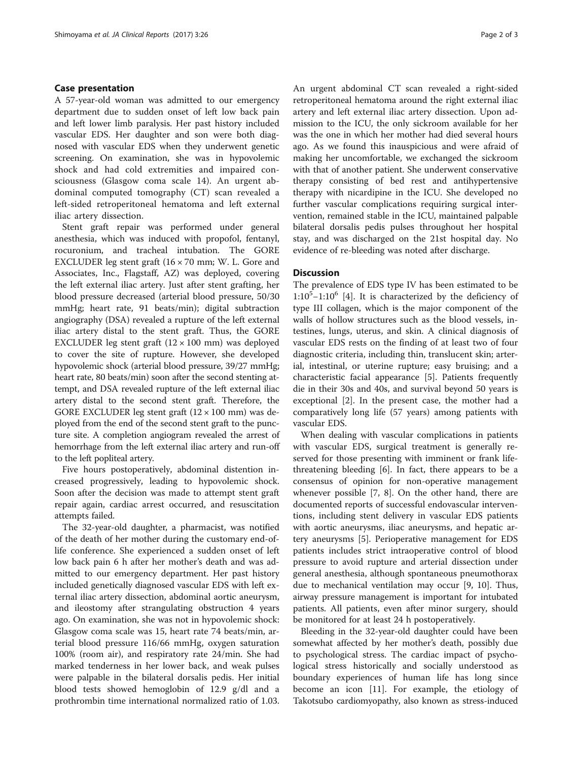## Case presentation

A 57-year-old woman was admitted to our emergency department due to sudden onset of left low back pain and left lower limb paralysis. Her past history included vascular EDS. Her daughter and son were both diagnosed with vascular EDS when they underwent genetic screening. On examination, she was in hypovolemic shock and had cold extremities and impaired consciousness (Glasgow coma scale 14). An urgent abdominal computed tomography (CT) scan revealed a left-sided retroperitoneal hematoma and left external iliac artery dissection.

Stent graft repair was performed under general anesthesia, which was induced with propofol, fentanyl, rocuronium, and tracheal intubation. The GORE EXCLUDER leg stent graft (16 × 70 mm; W. L. Gore and Associates, Inc., Flagstaff, AZ) was deployed, covering the left external iliac artery. Just after stent grafting, her blood pressure decreased (arterial blood pressure, 50/30 mmHg; heart rate, 91 beats/min); digital subtraction angiography (DSA) revealed a rupture of the left external iliac artery distal to the stent graft. Thus, the GORE EXCLUDER leg stent graft (12 × 100 mm) was deployed to cover the site of rupture. However, she developed hypovolemic shock (arterial blood pressure, 39/27 mmHg; heart rate, 80 beats/min) soon after the second stenting attempt, and DSA revealed rupture of the left external iliac artery distal to the second stent graft. Therefore, the GORE EXCLUDER leg stent graft (12 × 100 mm) was deployed from the end of the second stent graft to the puncture site. A completion angiogram revealed the arrest of hemorrhage from the left external iliac artery and run-off to the left popliteal artery.

Five hours postoperatively, abdominal distention increased progressively, leading to hypovolemic shock. Soon after the decision was made to attempt stent graft repair again, cardiac arrest occurred, and resuscitation attempts failed.

The 32-year-old daughter, a pharmacist, was notified of the death of her mother during the customary end-of-life conference. She experienced a sudden onset of left low back pain 6 h after her mother's death and was admitted to our emergency department. Her past history included genetically diagnosed vascular EDS with left external iliac artery dissection, abdominal aortic aneurysm, and ileostomy after strangulating obstruction 4 years ago. On examination, she was not in hypovolemic shock: Glasgow coma scale was 15, heart rate 74 beats/min, arterial blood pressure 116/66 mmHg, oxygen saturation 100% (room air), and respiratory rate 24/min. She had marked tenderness in her lower back, and weak pulses were palpable in the bilateral dorsalis pedis. Her initial blood tests showed hemoglobin of 12.9 g/dl and a prothrombin time international normalized ratio of 1.03. An urgent abdominal CT scan revealed a right-sided retroperitoneal hematoma around the right external iliac artery and left external iliac artery dissection. Upon admission to the ICU, the only sickroom available for her was the one in which her mother had died several hours ago. As we found this inauspicious and were afraid of making her uncomfortable, we exchanged the sickroom with that of another patient. She underwent conservative therapy consisting of bed rest and antihypertensive therapy with nicardipine in the ICU. She developed no further vascular complications requiring surgical intervention, remained stable in the ICU, maintained palpable bilateral dorsalis pedis pulses throughout her hospital stay, and was discharged on the 21st hospital day. No evidence of re-bleeding was noted after discharge.

## Discussion

The prevalence of EDS type IV has been estimated to be $1{:}10^5$–$1{:}10^6$ [4]. It is characterized by the deficiency of type III collagen, which is the major component of the walls of hollow structures such as the blood vessels, intestines, lungs, uterus, and skin. A clinical diagnosis of vascular EDS rests on the finding of at least two of four diagnostic criteria, including thin, translucent skin; arterial, intestinal, or uterine rupture; easy bruising; and a characteristic facial appearance [5]. Patients frequently die in their 30s and 40s, and survival beyond 50 years is exceptional [2]. In the present case, the mother had a comparatively long life (57 years) among patients with vascular EDS.

When dealing with vascular complications in patients with vascular EDS, surgical treatment is generally reserved for those presenting with imminent or frank life-threatening bleeding [6]. In fact, there appears to be a consensus of opinion for non-operative management whenever possible [7, 8]. On the other hand, there are documented reports of successful endovascular interventions, including stent delivery in vascular EDS patients with aortic aneurysms, iliac aneurysms, and hepatic artery aneurysms [5]. Perioperative management for EDS patients includes strict intraoperative control of blood pressure to avoid rupture and arterial dissection under general anesthesia, although spontaneous pneumothorax due to mechanical ventilation may occur [9, 10]. Thus, airway pressure management is important for intubated patients. All patients, even after minor surgery, should be monitored for at least 24 h postoperatively.

Bleeding in the 32-year-old daughter could have been somewhat affected by her mother's death, possibly due to psychological stress. The cardiac impact of psychological stress historically and socially understood as boundary experiences of human life has long since become an icon [11]. For example, the etiology of Takotsubo cardiomyopathy, also known as stress-induced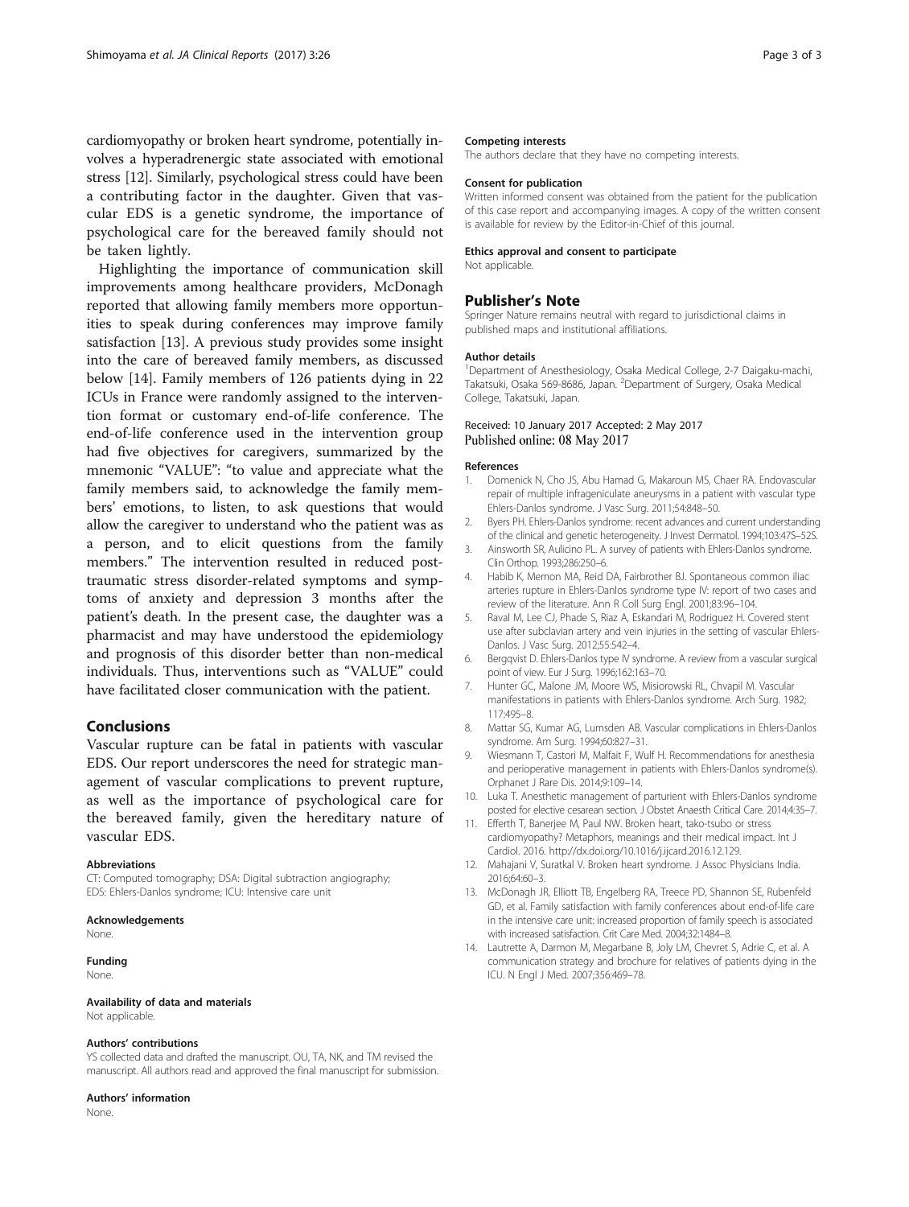cardiomyopathy or broken heart syndrome, potentially involves a hyperadrenergic state associated with emotional stress [12]. Similarly, psychological stress could have been a contributing factor in the daughter. Given that vascular EDS is a genetic syndrome, the importance of psychological care for the bereaved family should not be taken lightly.

Highlighting the importance of communication skill improvements among healthcare providers, McDonagh reported that allowing family members more opportunities to speak during conferences may improve family satisfaction [13]. A previous study provides some insight into the care of bereaved family members, as discussed below [14]. Family members of 126 patients dying in 22 ICUs in France were randomly assigned to the intervention format or customary end-of-life conference. The end-of-life conference used in the intervention group had five objectives for caregivers, summarized by the mnemonic "VALUE": "to value and appreciate what the family members said, to acknowledge the family members' emotions, to listen, to ask questions that would allow the caregiver to understand who the patient was as a person, and to elicit questions from the family members." The intervention resulted in reduced post-traumatic stress disorder-related symptoms and symptoms of anxiety and depression 3 months after the patient's death. In the present case, the daughter was a pharmacist and may have understood the epidemiology and prognosis of this disorder better than non-medical individuals. Thus, interventions such as "VALUE" could have facilitated closer communication with the patient.

## Conclusions

Vascular rupture can be fatal in patients with vascular EDS. Our report underscores the need for strategic management of vascular complications to prevent rupture, as well as the importance of psychological care for the bereaved family, given the hereditary nature of vascular EDS.

#### Abbreviations

CT: Computed tomography; DSA: Digital subtraction angiography; EDS: Ehlers-Danlos syndrome; ICU: Intensive care unit

#### Acknowledgements

None.

#### Funding

None.

#### Availability of data and materials

Not applicable.

#### Authors' contributions

YS collected data and drafted the manuscript. OU, TA, NK, and TM revised the manuscript. All authors read and approved the final manuscript for submission.

#### Authors' information

None.

#### Competing interests

The authors declare that they have no competing interests.

#### Consent for publication

Written informed consent was obtained from the patient for the publication of this case report and accompanying images. A copy of the written consent is available for review by the Editor-in-Chief of this journal.

#### Ethics approval and consent to participate

Not applicable.

## Publisher's Note

Springer Nature remains neutral with regard to jurisdictional claims in published maps and institutional affiliations.

#### Author details

[1]Department of Anesthesiology, Osaka Medical College, 2-7 Daigaku-machi, Takatsuki, Osaka 569-8686, Japan. [2]Department of Surgery, Osaka Medical College, Takatsuki, Japan.

Received: 10 January 2017 Accepted: 2 May 2017
Published online: 08 May 2017

#### References

1. Domenick N, Cho JS, Abu Hamad G, Makaroun MS, Chaer RA. Endovascular repair of multiple infrageniculate aneurysms in a patient with vascular type Ehlers-Danlos syndrome. J Vasc Surg. 2011;54:848–50.
2. Byers PH. Ehlers-Danlos syndrome: recent advances and current understanding of the clinical and genetic heterogeneity. J Invest Dermatol. 1994;103:47S–52S.
3. Ainsworth SR, Aulicino PL. A survey of patients with Ehlers-Danlos syndrome. Clin Orthop. 1993;286:250–6.
4. Habib K, Memon MA, Reid DA, Fairbrother BJ. Spontaneous common iliac arteries rupture in Ehlers-Danlos syndrome type IV: report of two cases and review of the literature. Ann R Coll Surg Engl. 2001;83:96–104.
5. Raval M, Lee CJ, Phade S, Riaz A, Eskandari M, Rodriguez H. Covered stent use after subclavian artery and vein injuries in the setting of vascular Ehlers-Danlos. J Vasc Surg. 2012;55:542–4.
6. Bergqvist D. Ehlers-Danlos type IV syndrome. A review from a vascular surgical point of view. Eur J Surg. 1996;162:163–70.
7. Hunter GC, Malone JM, Moore WS, Misiorowski RL, Chvapil M. Vascular manifestations in patients with Ehlers-Danlos syndrome. Arch Surg. 1982; 117:495–8.
8. Mattar SG, Kumar AG, Lumsden AB. Vascular complications in Ehlers-Danlos syndrome. Am Surg. 1994;60:827–31.
9. Wiesmann T, Castori M, Malfait F, Wulf H. Recommendations for anesthesia and perioperative management in patients with Ehlers-Danlos syndrome(s). Orphanet J Rare Dis. 2014;9:109–14.
10. Luka T. Anesthetic management of parturient with Ehlers-Danlos syndrome posted for elective cesarean section. J Obstet Anaesth Critical Care. 2014;4:35–7.
11. Efferth T, Banerjee M, Paul NW. Broken heart, tako-tsubo or stress cardiomyopathy? Metaphors, meanings and their medical impact. Int J Cardiol. 2016. http://dx.doi.org/10.1016/j.ijcard.2016.12.129.
12. Mahajani V, Suratkal V. Broken heart syndrome. J Assoc Physicians India. 2016;64:60–3.
13. McDonagh JR, Elliott TB, Engelberg RA, Treece PD, Shannon SE, Rubenfeld GD, et al. Family satisfaction with family conferences about end-of-life care in the intensive care unit: increased proportion of family speech is associated with increased satisfaction. Crit Care Med. 2004;32:1484–8.
14. Lautrette A, Darmon M, Megarbane B, Joly LM, Chevret S, Adrie C, et al. A communication strategy and brochure for relatives of patients dying in the ICU. N Engl J Med. 2007;356:469–78.